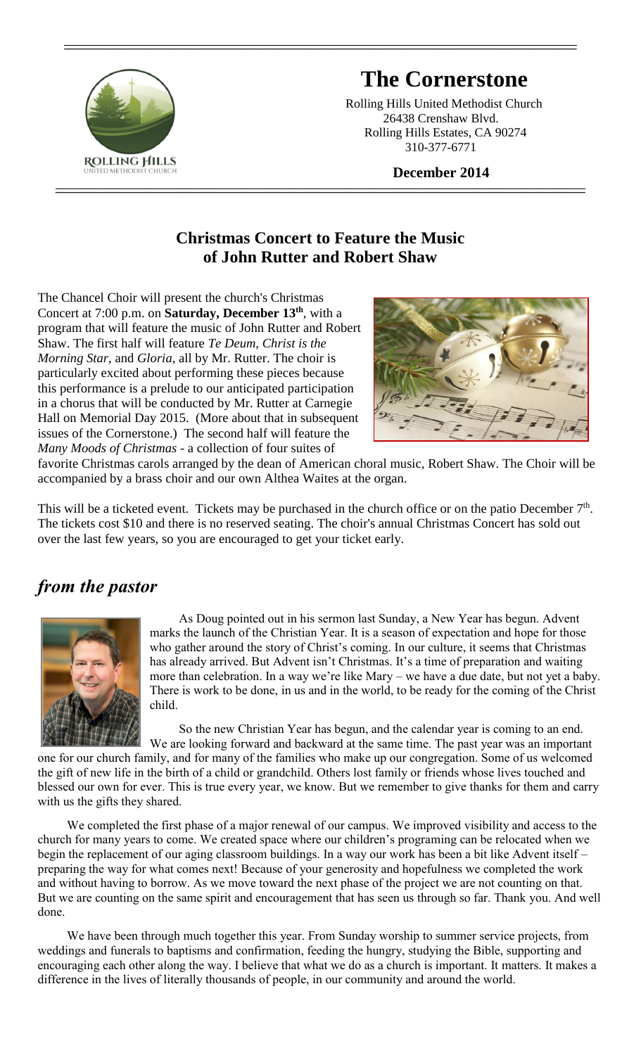# The Cornerstone

Rolling Hills United Methodist Church
26438 Crenshaw Blvd.
Rolling Hills Estates, CA 90274
310-377-6771

**December 2014**

## Christmas Concert to Feature the Music of John Rutter and Robert Shaw

The Chancel Choir will present the church's Christmas Concert at 7:00 p.m. on **Saturday, December 13th**, with a program that will feature the music of John Rutter and Robert Shaw. The first half will feature *Te Deum*, *Christ is the Morning Star*, and *Gloria*, all by Mr. Rutter. The choir is particularly excited about performing these pieces because this performance is a prelude to our anticipated participation in a chorus that will be conducted by Mr. Rutter at Carnegie Hall on Memorial Day 2015. (More about that in subsequent issues of the Cornerstone.) The second half will feature the *Many Moods of Christmas* - a collection of four suites of favorite Christmas carols arranged by the dean of American choral music, Robert Shaw. The Choir will be accompanied by a brass choir and our own Althea Waites at the organ.

This will be a ticketed event. Tickets may be purchased in the church office or on the patio December 7th. The tickets cost $10 and there is no reserved seating. The choir's annual Christmas Concert has sold out over the last few years, so you are encouraged to get your ticket early.

## *from the pastor*

As Doug pointed out in his sermon last Sunday, a New Year has begun. Advent marks the launch of the Christian Year. It is a season of expectation and hope for those who gather around the story of Christ's coming. In our culture, it seems that Christmas has already arrived. But Advent isn't Christmas. It's a time of preparation and waiting more than celebration. In a way we're like Mary – we have a due date, but not yet a baby. There is work to be done, in us and in the world, to be ready for the coming of the Christ child.

So the new Christian Year has begun, and the calendar year is coming to an end. We are looking forward and backward at the same time. The past year was an important one for our church family, and for many of the families who make up our congregation. Some of us welcomed the gift of new life in the birth of a child or grandchild. Others lost family or friends whose lives touched and blessed our own for ever. This is true every year, we know. But we remember to give thanks for them and carry with us the gifts they shared.

We completed the first phase of a major renewal of our campus. We improved visibility and access to the church for many years to come. We created space where our children's programing can be relocated when we begin the replacement of our aging classroom buildings. In a way our work has been a bit like Advent itself – preparing the way for what comes next! Because of your generosity and hopefulness we completed the work and without having to borrow. As we move toward the next phase of the project we are not counting on that. But we are counting on the same spirit and encouragement that has seen us through so far. Thank you. And well done.

We have been through much together this year. From Sunday worship to summer service projects, from weddings and funerals to baptisms and confirmation, feeding the hungry, studying the Bible, supporting and encouraging each other along the way. I believe that what we do as a church is important. It matters. It makes a difference in the lives of literally thousands of people, in our community and around the world.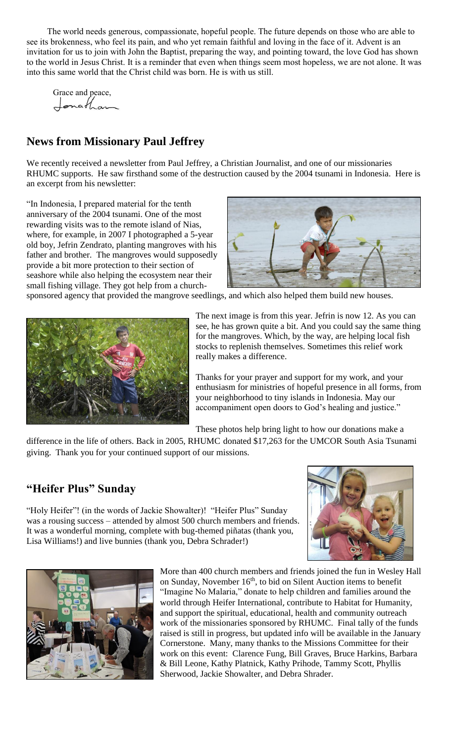The world needs generous, compassionate, hopeful people. The future depends on those who are able to see its brokenness, who feel its pain, and who yet remain faithful and loving in the face of it. Advent is an invitation for us to join with John the Baptist, preparing the way, and pointing toward, the love God has shown to the world in Jesus Christ. It is a reminder that even when things seem most hopeless, we are not alone. It was into this same world that the Christ child was born. He is with us still.

Grace and peace,
Jonathan

## News from Missionary Paul Jeffrey

We recently received a newsletter from Paul Jeffrey, a Christian Journalist, and one of our missionaries RHUMC supports. He saw firsthand some of the destruction caused by the 2004 tsunami in Indonesia. Here is an excerpt from his newsletter:

"In Indonesia, I prepared material for the tenth anniversary of the 2004 tsunami. One of the most rewarding visits was to the remote island of Nias, where, for example, in 2007 I photographed a 5-year old boy, Jefrin Zendrato, planting mangroves with his father and brother. The mangroves would supposedly provide a bit more protection to their section of seashore while also helping the ecosystem near their small fishing village. They got help from a church-sponsored agency that provided the mangrove seedlings, and which also helped them build new houses.

The next image is from this year. Jefrin is now 12. As you can see, he has grown quite a bit. And you could say the same thing for the mangroves. Which, by the way, are helping local fish stocks to replenish themselves. Sometimes this relief work really makes a difference.

Thanks for your prayer and support for my work, and your enthusiasm for ministries of hopeful presence in all forms, from your neighborhood to tiny islands in Indonesia. May our accompaniment open doors to God's healing and justice."

These photos help bring light to how our donations make a difference in the life of others. Back in 2005, RHUMC donated $17,263 for the UMCOR South Asia Tsunami giving. Thank you for your continued support of our missions.

## "Heifer Plus" Sunday

"Holy Heifer"! (in the words of Jackie Showalter)! "Heifer Plus" Sunday was a rousing success – attended by almost 500 church members and friends. It was a wonderful morning, complete with bug-themed piñatas (thank you, Lisa Williams!) and live bunnies (thank you, Debra Schrader!)

More than 400 church members and friends joined the fun in Wesley Hall on Sunday, November 16th, to bid on Silent Auction items to benefit "Imagine No Malaria," donate to help children and families around the world through Heifer International, contribute to Habitat for Humanity, and support the spiritual, educational, health and community outreach work of the missionaries sponsored by RHUMC. Final tally of the funds raised is still in progress, but updated info will be available in the January Cornerstone. Many, many thanks to the Missions Committee for their work on this event: Clarence Fung, Bill Graves, Bruce Harkins, Barbara & Bill Leone, Kathy Platnick, Kathy Prihode, Tammy Scott, Phyllis Sherwood, Jackie Showalter, and Debra Shrader.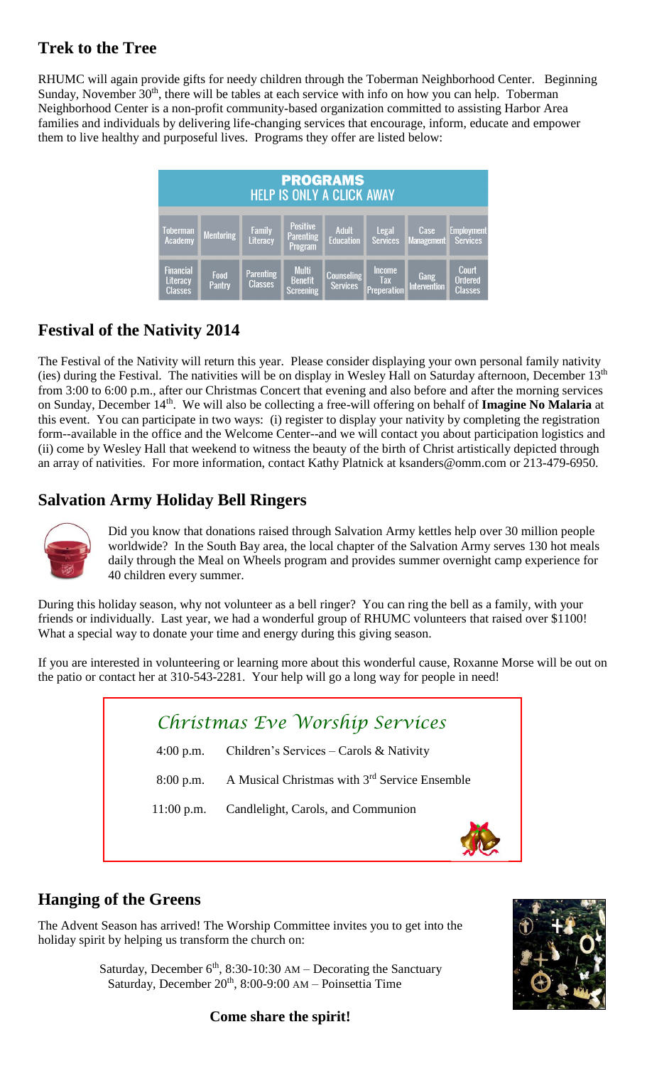## Trek to the Tree

RHUMC will again provide gifts for needy children through the Toberman Neighborhood Center. Beginning Sunday, November 30th, there will be tables at each service with info on how you can help. Toberman Neighborhood Center is a non-profit community-based organization committed to assisting Harbor Area families and individuals by delivering life-changing services that encourage, inform, educate and empower them to live healthy and purposeful lives. Programs they offer are listed below:

**PROGRAMS**
HELP IS ONLY A CLICK AWAY

| Toberman Academy | Mentoring | Family Literacy | Positive Parenting Program | Adult Education | Legal Services | Case Management | Employment Services |
|---|---|---|---|---|---|---|---|
| Financial Literacy Classes | Food Pantry | Parenting Classes | Multi Benefit Screening | Counseling Services | Income Tax Preperation | Gang Intervention | Court Ordered Classes |

## Festival of the Nativity 2014

The Festival of the Nativity will return this year. Please consider displaying your own personal family nativity (ies) during the Festival. The nativities will be on display in Wesley Hall on Saturday afternoon, December 13th from 3:00 to 6:00 p.m., after our Christmas Concert that evening and also before and after the morning services on Sunday, December 14th. We will also be collecting a free-will offering on behalf of **Imagine No Malaria** at this event. You can participate in two ways: (i) register to display your nativity by completing the registration form--available in the office and the Welcome Center--and we will contact you about participation logistics and (ii) come by Wesley Hall that weekend to witness the beauty of the birth of Christ artistically depicted through an array of nativities. For more information, contact Kathy Platnick at ksanders@omm.com or 213-479-6950.

## Salvation Army Holiday Bell Ringers

Did you know that donations raised through Salvation Army kettles help over 30 million people worldwide? In the South Bay area, the local chapter of the Salvation Army serves 130 hot meals daily through the Meal on Wheels program and provides summer overnight camp experience for 40 children every summer.

During this holiday season, why not volunteer as a bell ringer? You can ring the bell as a family, with your friends or individually. Last year, we had a wonderful group of RHUMC volunteers that raised over $1100! What a special way to donate your time and energy during this giving season.

If you are interested in volunteering or learning more about this wonderful cause, Roxanne Morse will be out on the patio or contact her at 310-543-2281. Your help will go a long way for people in need!

### *Christmas Eve Worship Services*

| | |
|---|---|
| 4:00 p.m. | Children's Services – Carols & Nativity |
| 8:00 p.m. | A Musical Christmas with 3rd Service Ensemble |
| 11:00 p.m. | Candlelight, Carols, and Communion |

## Hanging of the Greens

The Advent Season has arrived! The Worship Committee invites you to get into the holiday spirit by helping us transform the church on:

Saturday, December 6th, 8:30-10:30 AM – Decorating the Sanctuary
Saturday, December 20th, 8:00-9:00 AM – Poinsettia Time

**Come share the spirit!**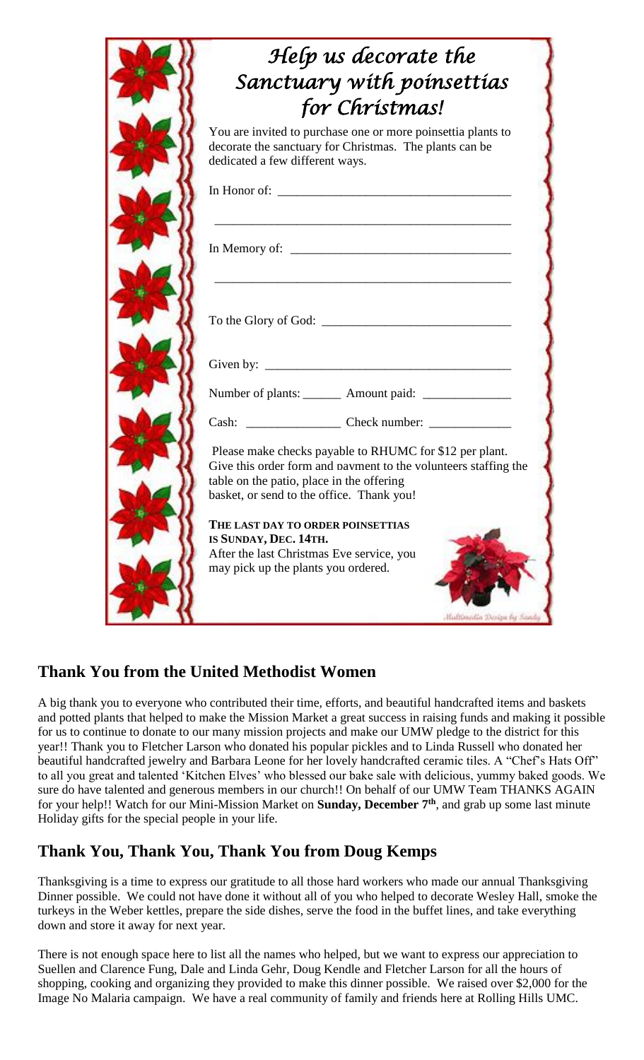# *Help us decorate the Sanctuary with poinsettias for Christmas!*

You are invited to purchase one or more poinsettia plants to decorate the sanctuary for Christmas. The plants can be dedicated a few different ways.

In Honor of: ___________________________________

_______________________________________________

In Memory of: _________________________________

_______________________________________________

To the Glory of God: ____________________________

Given by: _____________________________________

Number of plants: ______ Amount paid: _____________

Cash: ______________ Check number: ____________

Please make checks payable to RHUMC for $12 per plant. Give this order form and payment to the volunteers staffing the table on the patio, place in the offering basket, or send to the office. Thank you!

**THE LAST DAY TO ORDER POINSETTIAS IS SUNDAY, DEC. 14TH.**
After the last Christmas Eve service, you may pick up the plants you ordered.

*Multimedia Design by Sandy*

## Thank You from the United Methodist Women

A big thank you to everyone who contributed their time, efforts, and beautiful handcrafted items and baskets and potted plants that helped to make the Mission Market a great success in raising funds and making it possible for us to continue to donate to our many mission projects and make our UMW pledge to the district for this year!! Thank you to Fletcher Larson who donated his popular pickles and to Linda Russell who donated her beautiful handcrafted jewelry and Barbara Leone for her lovely handcrafted ceramic tiles. A "Chef's Hats Off" to all you great and talented 'Kitchen Elves' who blessed our bake sale with delicious, yummy baked goods. We sure do have talented and generous members in our church!! On behalf of our UMW Team THANKS AGAIN for your help!! Watch for our Mini-Mission Market on **Sunday, December 7th**, and grab up some last minute Holiday gifts for the special people in your life.

## Thank You, Thank You, Thank You from Doug Kemps

Thanksgiving is a time to express our gratitude to all those hard workers who made our annual Thanksgiving Dinner possible. We could not have done it without all of you who helped to decorate Wesley Hall, smoke the turkeys in the Weber kettles, prepare the side dishes, serve the food in the buffet lines, and take everything down and store it away for next year.

There is not enough space here to list all the names who helped, but we want to express our appreciation to Suellen and Clarence Fung, Dale and Linda Gehr, Doug Kendle and Fletcher Larson for all the hours of shopping, cooking and organizing they provided to make this dinner possible. We raised over $2,000 for the Image No Malaria campaign. We have a real community of family and friends here at Rolling Hills UMC.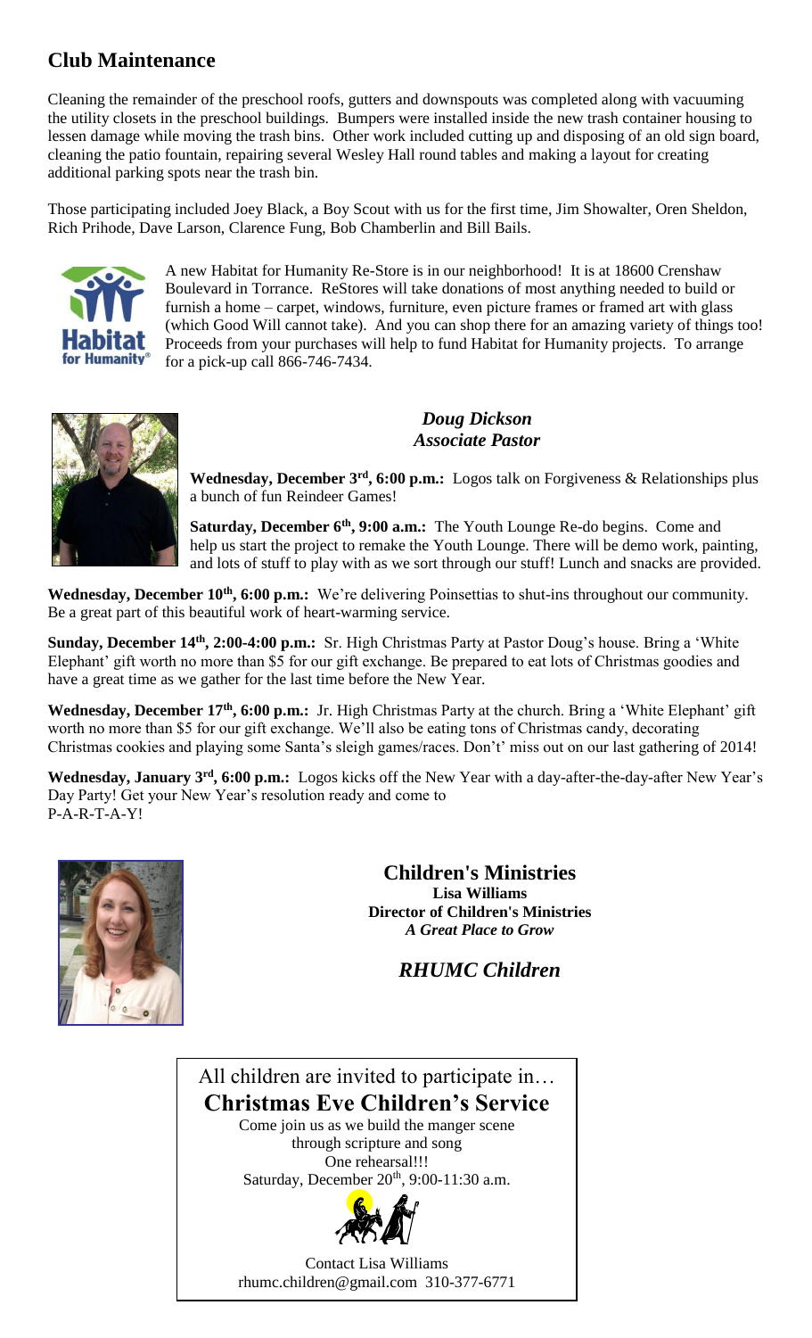## Club Maintenance

Cleaning the remainder of the preschool roofs, gutters and downspouts was completed along with vacuuming the utility closets in the preschool buildings. Bumpers were installed inside the new trash container housing to lessen damage while moving the trash bins. Other work included cutting up and disposing of an old sign board, cleaning the patio fountain, repairing several Wesley Hall round tables and making a layout for creating additional parking spots near the trash bin.

Those participating included Joey Black, a Boy Scout with us for the first time, Jim Showalter, Oren Sheldon, Rich Prihode, Dave Larson, Clarence Fung, Bob Chamberlin and Bill Bails.

A new Habitat for Humanity Re-Store is in our neighborhood! It is at 18600 Crenshaw Boulevard in Torrance. ReStores will take donations of most anything needed to build or furnish a home – carpet, windows, furniture, even picture frames or framed art with glass (which Good Will cannot take). And you can shop there for an amazing variety of things too! Proceeds from your purchases will help to fund Habitat for Humanity projects. To arrange for a pick-up call 866-746-7434.

### *Doug Dickson*
### *Associate Pastor*

**Wednesday, December 3rd, 6:00 p.m.:** Logos talk on Forgiveness & Relationships plus a bunch of fun Reindeer Games!

**Saturday, December 6th, 9:00 a.m.:** The Youth Lounge Re-do begins. Come and help us start the project to remake the Youth Lounge. There will be demo work, painting, and lots of stuff to play with as we sort through our stuff! Lunch and snacks are provided.

**Wednesday, December 10th, 6:00 p.m.:** We're delivering Poinsettias to shut-ins throughout our community. Be a great part of this beautiful work of heart-warming service.

**Sunday, December 14th, 2:00-4:00 p.m.:** Sr. High Christmas Party at Pastor Doug's house. Bring a 'White Elephant' gift worth no more than $5 for our gift exchange. Be prepared to eat lots of Christmas goodies and have a great time as we gather for the last time before the New Year.

**Wednesday, December 17th, 6:00 p.m.:** Jr. High Christmas Party at the church. Bring a 'White Elephant' gift worth no more than $5 for our gift exchange. We'll also be eating tons of Christmas candy, decorating Christmas cookies and playing some Santa's sleigh games/races. Don't' miss out on our last gathering of 2014!

**Wednesday, January 3rd, 6:00 p.m.:** Logos kicks off the New Year with a day-after-the-day-after New Year's Day Party! Get your New Year's resolution ready and come to P-A-R-T-A-Y!

## Children's Ministries

**Lisa Williams**
**Director of Children's Ministries**
***A Great Place to Grow***

### *RHUMC Children*

All children are invited to participate in…

**Christmas Eve Children's Service**

Come join us as we build the manger scene through scripture and song

One rehearsal!!!

Saturday, December 20th, 9:00-11:30 a.m.

Contact Lisa Williams
rhumc.children@gmail.com 310-377-6771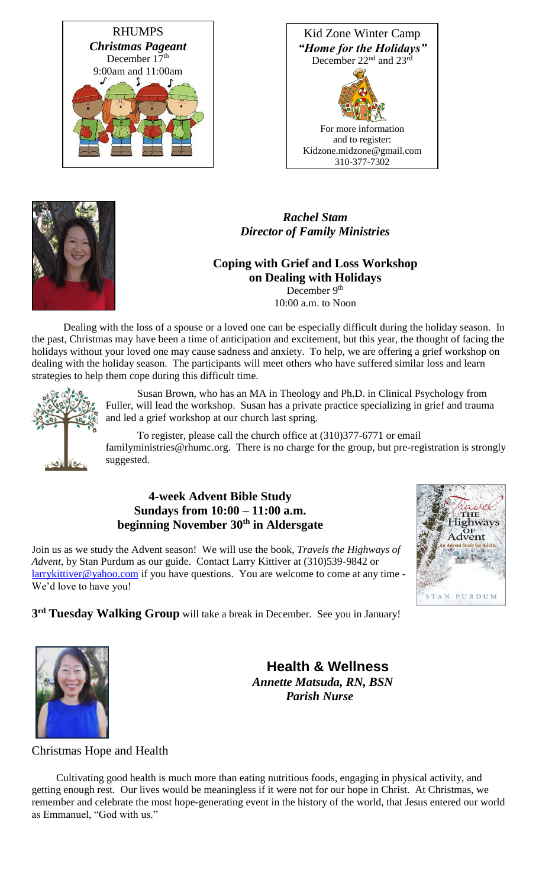RHUMPS
***Christmas Pageant***
December 17th
9:00am and 11:00am

Kid Zone Winter Camp
***"Home for the Holidays"***
December 22nd and 23rd

For more information and to register:
Kidzone.midzone@gmail.com
310-377-7302

***Rachel Stam***
***Director of Family Ministries***

**Coping with Grief and Loss Workshop on Dealing with Holidays**
December 9th
10:00 a.m. to Noon

Dealing with the loss of a spouse or a loved one can be especially difficult during the holiday season. In the past, Christmas may have been a time of anticipation and excitement, but this year, the thought of facing the holidays without your loved one may cause sadness and anxiety. To help, we are offering a grief workshop on dealing with the holiday season. The participants will meet others who have suffered similar loss and learn strategies to help them cope during this difficult time.

Susan Brown, who has an MA in Theology and Ph.D. in Clinical Psychology from Fuller, will lead the workshop. Susan has a private practice specializing in grief and trauma and led a grief workshop at our church last spring.

To register, please call the church office at (310)377-6771 or email familyministries@rhumc.org. There is no charge for the group, but pre-registration is strongly suggested.

**4-week Advent Bible Study**
**Sundays from 10:00 – 11:00 a.m.**
**beginning November 30th in Aldersgate**

Join us as we study the Advent season! We will use the book, *Travels the Highways of Advent*, by Stan Purdum as our guide. Contact Larry Kittiver at (310)539-9842 or larrykittiver@yahoo.com if you have questions. You are welcome to come at any time - We'd love to have you!

**3rd Tuesday Walking Group** will take a break in December. See you in January!

**Health & Wellness**
***Annette Matsuda, RN, BSN***
***Parish Nurse***

Christmas Hope and Health

Cultivating good health is much more than eating nutritious foods, engaging in physical activity, and getting enough rest. Our lives would be meaningless if it were not for our hope in Christ. At Christmas, we remember and celebrate the most hope-generating event in the history of the world, that Jesus entered our world as Emmanuel, "God with us."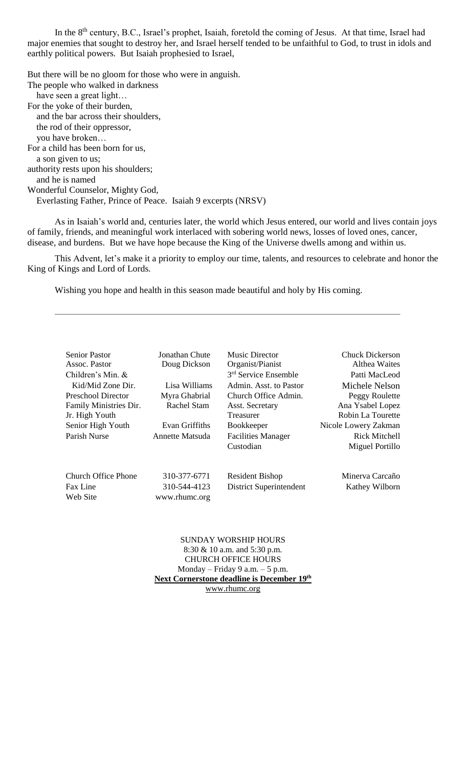In the 8th century, B.C., Israel's prophet, Isaiah, foretold the coming of Jesus. At that time, Israel had major enemies that sought to destroy her, and Israel herself tended to be unfaithful to God, to trust in idols and earthly political powers. But Isaiah prophesied to Israel,

But there will be no gloom for those who were in anguish.  
The people who walked in darkness  
  have seen a great light…  
For the yoke of their burden,  
  and the bar across their shoulders,  
  the rod of their oppressor,  
  you have broken…  
For a child has been born for us,  
  a son given to us;  
authority rests upon his shoulders;  
  and he is named  
Wonderful Counselor, Mighty God,  
  Everlasting Father, Prince of Peace. Isaiah 9 excerpts (NRSV)

As in Isaiah's world and, centuries later, the world which Jesus entered, our world and lives contain joys of family, friends, and meaningful work interlaced with sobering world news, losses of loved ones, cancer, disease, and burdens. But we have hope because the King of the Universe dwells among and within us.

This Advent, let's make it a priority to employ our time, talents, and resources to celebrate and honor the King of Kings and Lord of Lords.

Wishing you hope and health in this season made beautiful and holy by His coming.

---

| | | | |
|---|---|---|---|
| Senior Pastor | Jonathan Chute | Music Director | Chuck Dickerson |
| Assoc. Pastor | Doug Dickson | Organist/Pianist | Althea Waites |
| Children's Min. & Kid/Mid Zone Dir. | Lisa Williams | 3rd Service Ensemble | Patti MacLeod |
| | | Admin. Asst. to Pastor | Michele Nelson |
| Preschool Director | Myra Ghabrial | Church Office Admin. | Peggy Roulette |
| Family Ministries Dir. | Rachel Stam | Asst. Secretary | Ana Ysabel Lopez |
| Jr. High Youth | | Treasurer | Robin La Tourette |
| Senior High Youth | Evan Griffiths | Bookkeeper | Nicole Lowery Zakman |
| Parish Nurse | Annette Matsuda | Facilities Manager | Rick Mitchell |
| | | Custodian | Miguel Portillo |
| Church Office Phone | 310-377-6771 | Resident Bishop | Minerva Carcaño |
| Fax Line | 310-544-4123 | District Superintendent | Kathey Wilborn |
| Web Site | www.rhumc.org | | |

SUNDAY WORSHIP HOURS  
8:30 & 10 a.m. and 5:30 p.m.  
CHURCH OFFICE HOURS  
Monday – Friday 9 a.m. – 5 p.m.  
**Next Cornerstone deadline is December 19th**  
www.rhumc.org